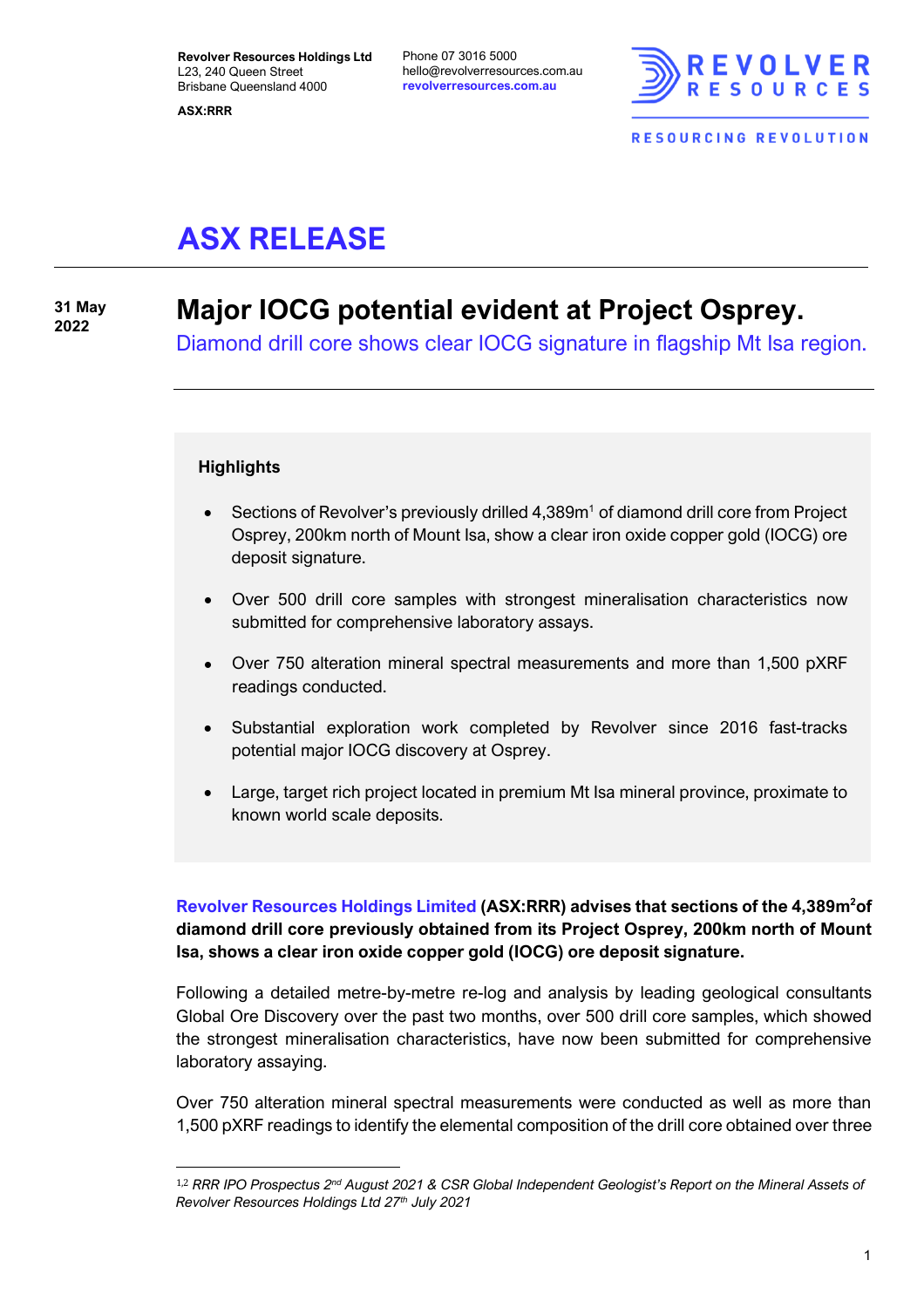Revolver Resources Holdings Ltd
L23, 240 Queen Street
Brisbane Queensland 4000

ASX:RRR

Phone 07 3016 5000
hello@revolverresources.com.au
revolverresources.com.au

REVOLVER RESOURCES
RESOURCING REVOLUTION

# ASX RELEASE

**31 May 2022**

## Major IOCG potential evident at Project Osprey.

Diamond drill core shows clear IOCG signature in flagship Mt Isa region.

### Highlights

- Sections of Revolver's previously drilled 4,389m[1] of diamond drill core from Project Osprey, 200km north of Mount Isa, show a clear iron oxide copper gold (IOCG) ore deposit signature.
- Over 500 drill core samples with strongest mineralisation characteristics now submitted for comprehensive laboratory assays.
- Over 750 alteration mineral spectral measurements and more than 1,500 pXRF readings conducted.
- Substantial exploration work completed by Revolver since 2016 fast-tracks potential major IOCG discovery at Osprey.
- Large, target rich project located in premium Mt Isa mineral province, proximate to known world scale deposits.

**Revolver Resources Holdings Limited (ASX:RRR) advises that sections of the 4,389m[2] of diamond drill core previously obtained from its Project Osprey, 200km north of Mount Isa, shows a clear iron oxide copper gold (IOCG) ore deposit signature.**

Following a detailed metre-by-metre re-log and analysis by leading geological consultants Global Ore Discovery over the past two months, over 500 drill core samples, which showed the strongest mineralisation characteristics, have now been submitted for comprehensive laboratory assaying.

Over 750 alteration mineral spectral measurements were conducted as well as more than 1,500 pXRF readings to identify the elemental composition of the drill core obtained over three

[1,2] *RRR IPO Prospectus 2nd August 2021 & CSR Global Independent Geologist's Report on the Mineral Assets of Revolver Resources Holdings Ltd 27th July 2021*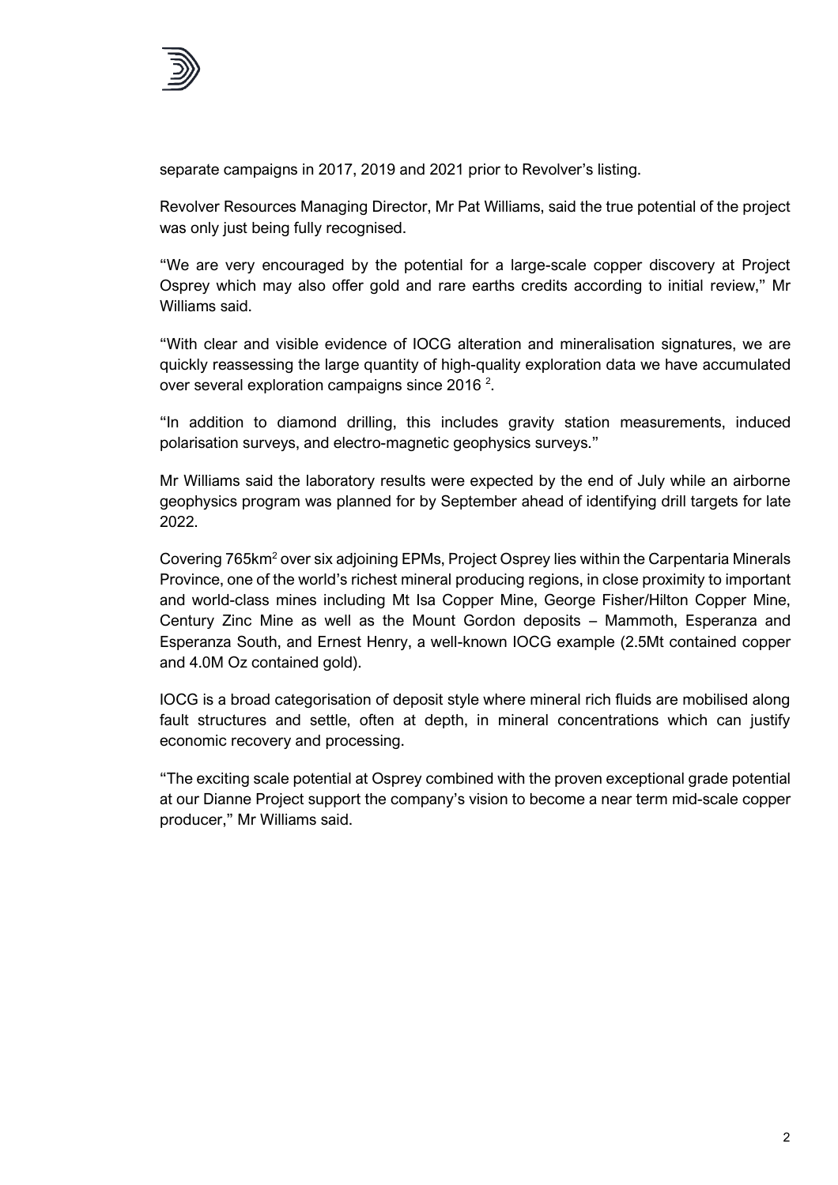separate campaigns in 2017, 2019 and 2021 prior to Revolver's listing.

Revolver Resources Managing Director, Mr Pat Williams, said the true potential of the project was only just being fully recognised.

"We are very encouraged by the potential for a large-scale copper discovery at Project Osprey which may also offer gold and rare earths credits according to initial review," Mr Williams said.

"With clear and visible evidence of IOCG alteration and mineralisation signatures, we are quickly reassessing the large quantity of high-quality exploration data we have accumulated over several exploration campaigns since 2016 [2].

"In addition to diamond drilling, this includes gravity station measurements, induced polarisation surveys, and electro-magnetic geophysics surveys."

Mr Williams said the laboratory results were expected by the end of July while an airborne geophysics program was planned for by September ahead of identifying drill targets for late 2022.

Covering 765km$^2$ over six adjoining EPMs, Project Osprey lies within the Carpentaria Minerals Province, one of the world's richest mineral producing regions, in close proximity to important and world-class mines including Mt Isa Copper Mine, George Fisher/Hilton Copper Mine, Century Zinc Mine as well as the Mount Gordon deposits – Mammoth, Esperanza and Esperanza South, and Ernest Henry, a well-known IOCG example (2.5Mt contained copper and 4.0M Oz contained gold).

IOCG is a broad categorisation of deposit style where mineral rich fluids are mobilised along fault structures and settle, often at depth, in mineral concentrations which can justify economic recovery and processing.

"The exciting scale potential at Osprey combined with the proven exceptional grade potential at our Dianne Project support the company's vision to become a near term mid-scale copper producer," Mr Williams said.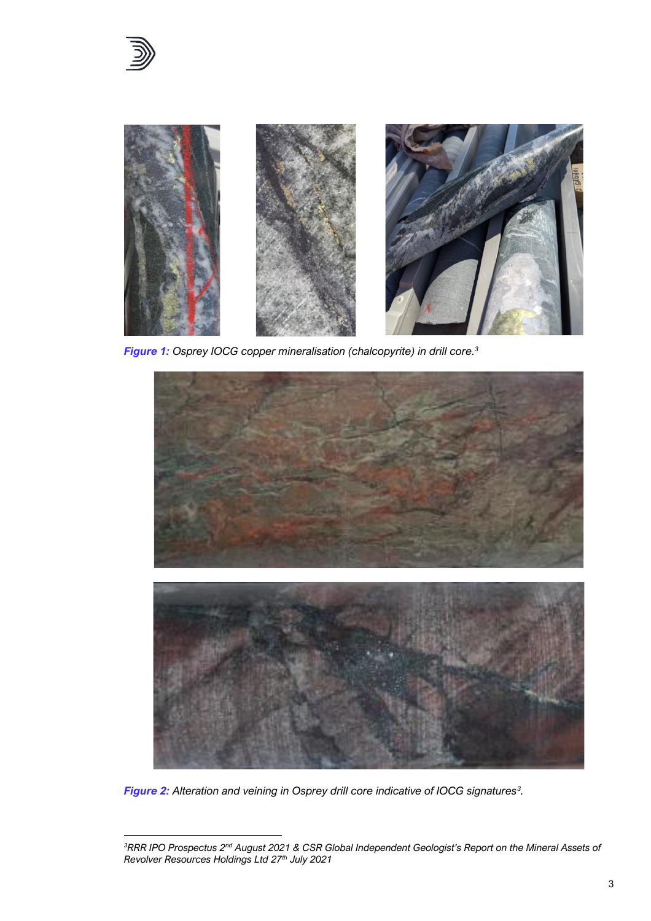*__Figure 1:__ Osprey IOCG copper mineralisation (chalcopyrite) in drill core.[3]*

*__Figure 2:__ Alteration and veining in Osprey drill core indicative of IOCG signatures[3].*

---

[3]*RRR IPO Prospectus 2nd August 2021 & CSR Global Independent Geologist's Report on the Mineral Assets of Revolver Resources Holdings Ltd 27th July 2021*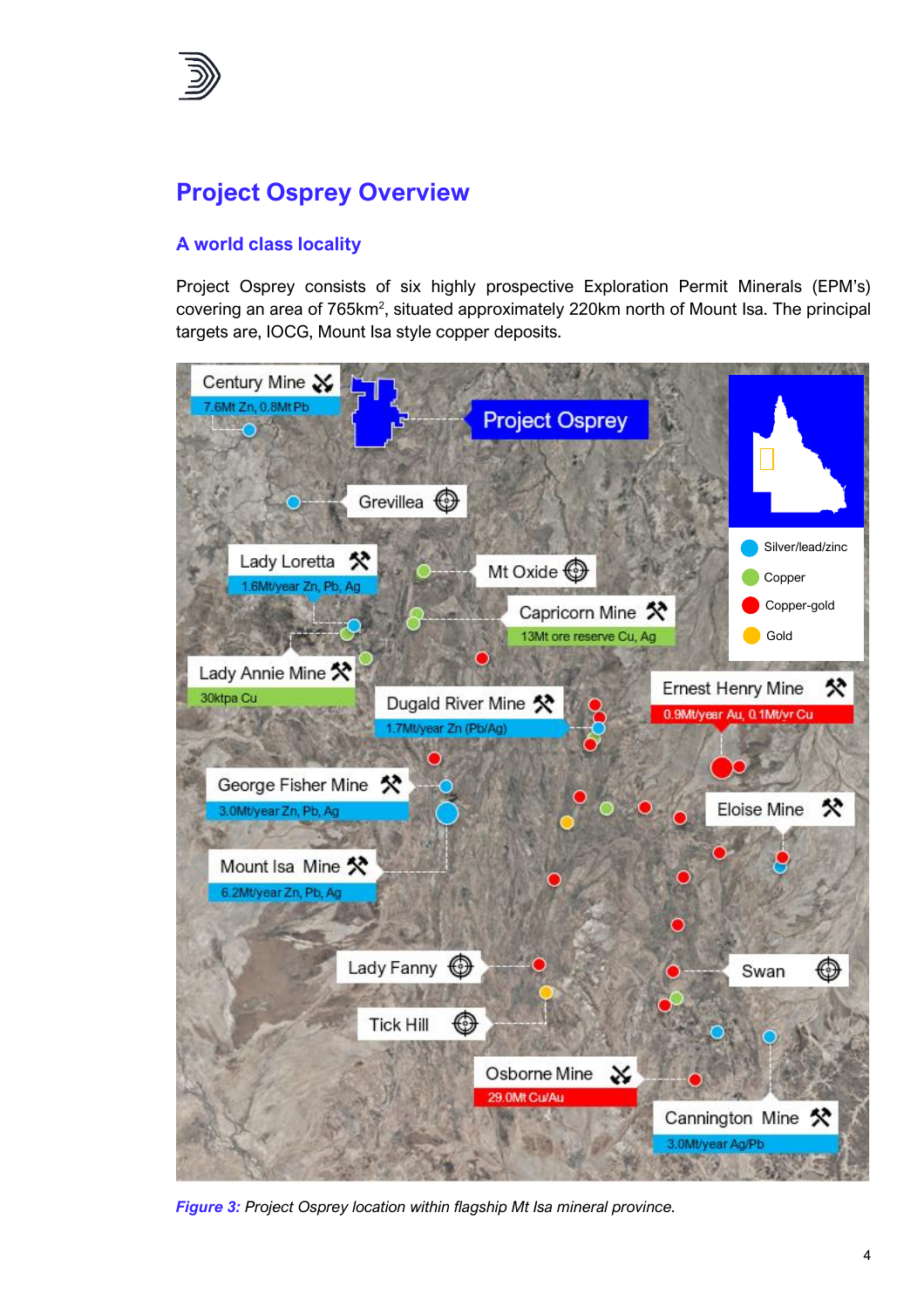## Project Osprey Overview

### A world class locality

Project Osprey consists of six highly prospective Exploration Permit Minerals (EPM's) covering an area of 765km$^2$, situated approximately 220km north of Mount Isa. The principal targets are, IOCG, Mount Isa style copper deposits.

*Figure 3: Project Osprey location within flagship Mt Isa mineral province.*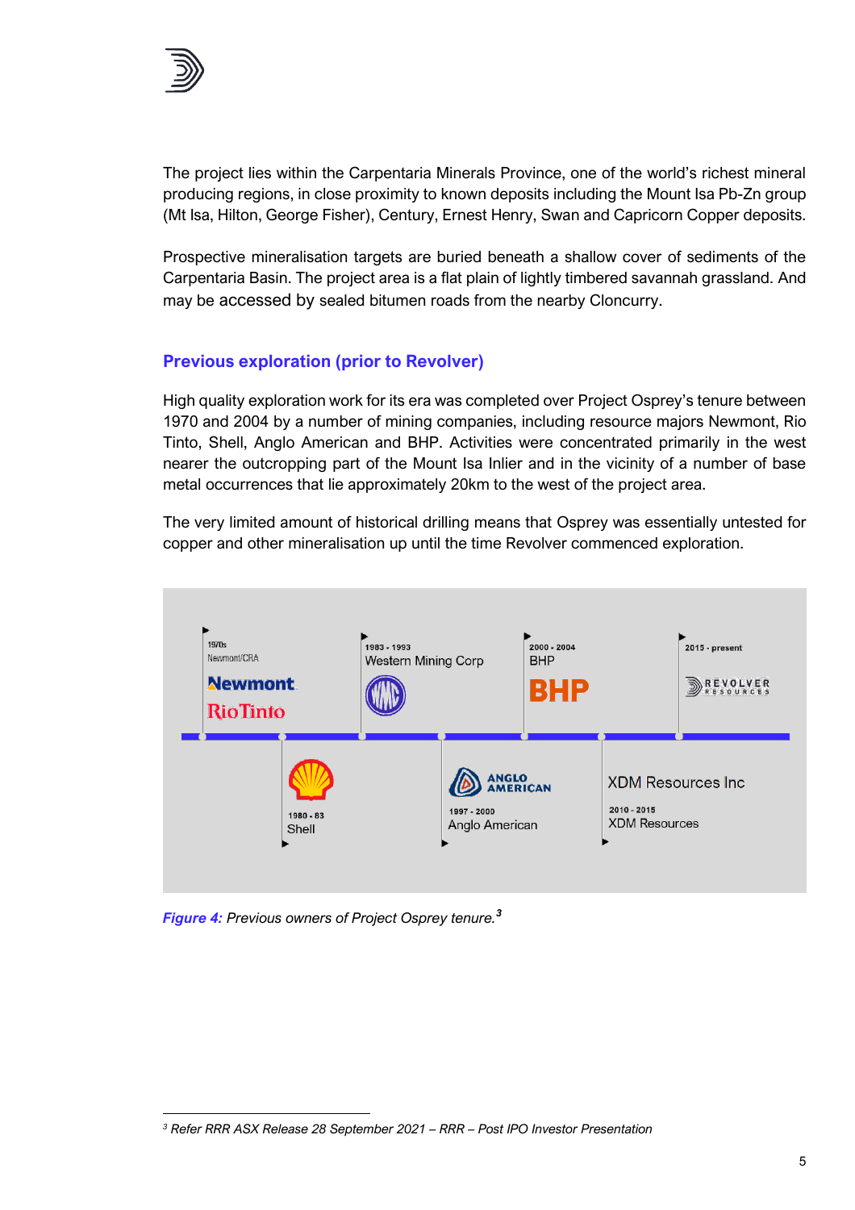The project lies within the Carpentaria Minerals Province, one of the world's richest mineral producing regions, in close proximity to known deposits including the Mount Isa Pb-Zn group (Mt Isa, Hilton, George Fisher), Century, Ernest Henry, Swan and Capricorn Copper deposits.

Prospective mineralisation targets are buried beneath a shallow cover of sediments of the Carpentaria Basin. The project area is a flat plain of lightly timbered savannah grassland. And may be accessed by sealed bitumen roads from the nearby Cloncurry.

## Previous exploration (prior to Revolver)

High quality exploration work for its era was completed over Project Osprey's tenure between 1970 and 2004 by a number of mining companies, including resource majors Newmont, Rio Tinto, Shell, Anglo American and BHP. Activities were concentrated primarily in the west nearer the outcropping part of the Mount Isa Inlier and in the vicinity of a number of base metal occurrences that lie approximately 20km to the west of the project area.

The very limited amount of historical drilling means that Osprey was essentially untested for copper and other mineralisation up until the time Revolver commenced exploration.

1970s Newmont/CRA — Newmont, RioTinto

1980 - 83 Shell

1983 - 1993 Western Mining Corp

1997 - 2000 Anglo American

2000 - 2004 BHP

2010 - 2015 XDM Resources

2015 - present Revolver Resources

*Figure 4: Previous owners of Project Osprey tenure.*[3]

[3] *Refer RRR ASX Release 28 September 2021 – RRR – Post IPO Investor Presentation*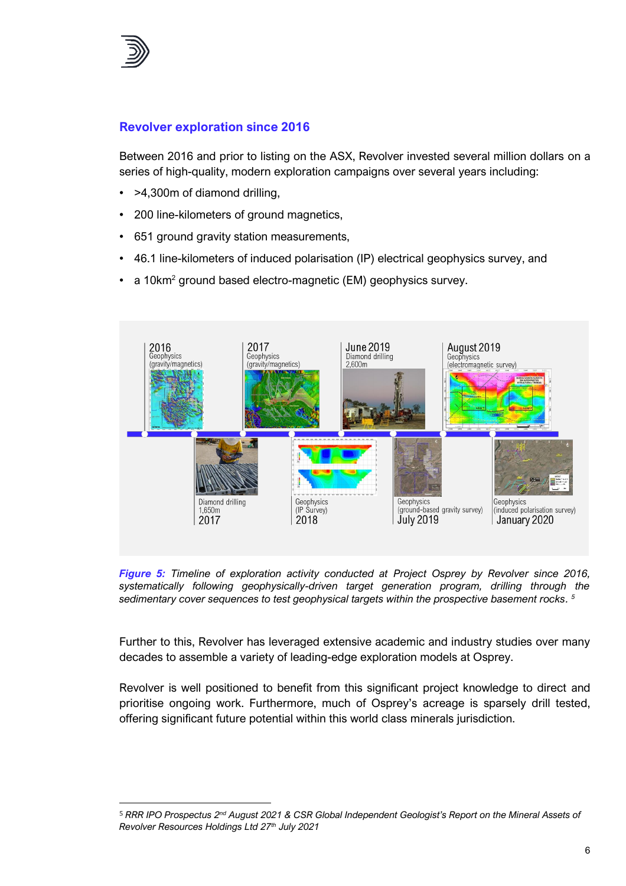## Revolver exploration since 2016

Between 2016 and prior to listing on the ASX, Revolver invested several million dollars on a series of high-quality, modern exploration campaigns over several years including:

- >4,300m of diamond drilling,
- 200 line-kilometers of ground magnetics,
- 651 ground gravity station measurements,
- 46.1 line-kilometers of induced polarisation (IP) electrical geophysics survey, and
- a 10km$^2$ ground based electro-magnetic (EM) geophysics survey.

2016 Geophysics (gravity/magnetics)

2017 Geophysics (gravity/magnetics)

June 2019 Diamond drilling 2,600m

August 2019 Geophysics (electromagnetic survey)

Diamond drilling 1,650m 2017

Geophysics (IP Survey) 2018

Geophysics (ground-based gravity survey) July 2019

Geophysics (induced polarisation survey) January 2020

***Figure 5:*** *Timeline of exploration activity conducted at Project Osprey by Revolver since 2016, systematically following geophysically-driven target generation program, drilling through the sedimentary cover sequences to test geophysical targets within the prospective basement rocks.* [5]

Further to this, Revolver has leveraged extensive academic and industry studies over many decades to assemble a variety of leading-edge exploration models at Osprey.

Revolver is well positioned to benefit from this significant project knowledge to direct and prioritise ongoing work. Furthermore, much of Osprey's acreage is sparsely drill tested, offering significant future potential within this world class minerals jurisdiction.

---

[5] *RRR IPO Prospectus 2nd August 2021 & CSR Global Independent Geologist's Report on the Mineral Assets of Revolver Resources Holdings Ltd 27th July 2021*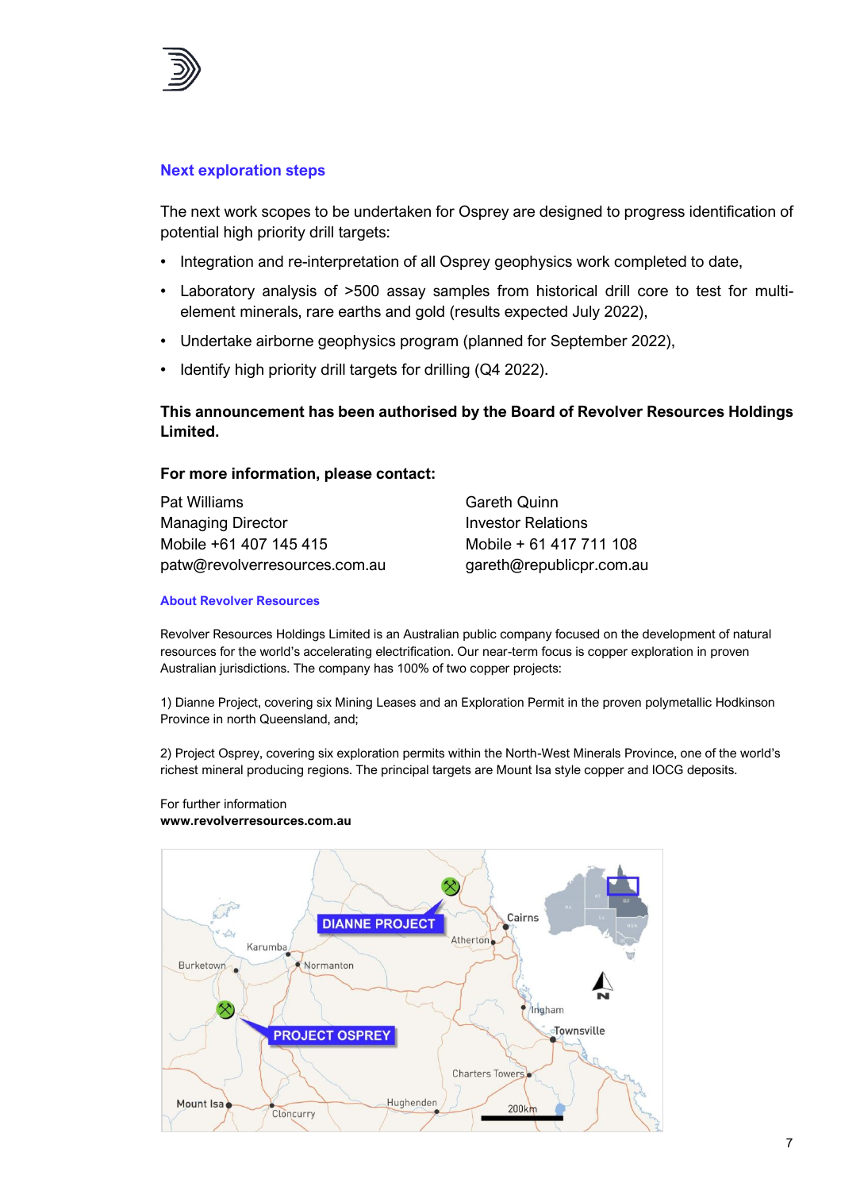## Next exploration steps

The next work scopes to be undertaken for Osprey are designed to progress identification of potential high priority drill targets:

- Integration and re-interpretation of all Osprey geophysics work completed to date,
- Laboratory analysis of >500 assay samples from historical drill core to test for multi-element minerals, rare earths and gold (results expected July 2022),
- Undertake airborne geophysics program (planned for September 2022),
- Identify high priority drill targets for drilling (Q4 2022).

**This announcement has been authorised by the Board of Revolver Resources Holdings Limited.**

**For more information, please contact:**

Pat Williams
Managing Director
Mobile +61 407 145 415
patw@revolverresources.com.au

Gareth Quinn
Investor Relations
Mobile + 61 417 711 108
gareth@republicpr.com.au

### About Revolver Resources

Revolver Resources Holdings Limited is an Australian public company focused on the development of natural resources for the world's accelerating electrification. Our near-term focus is copper exploration in proven Australian jurisdictions. The company has 100% of two copper projects:

1) Dianne Project, covering six Mining Leases and an Exploration Permit in the proven polymetallic Hodkinson Province in north Queensland, and;

2) Project Osprey, covering six exploration permits within the North-West Minerals Province, one of the world's richest mineral producing regions. The principal targets are Mount Isa style copper and IOCG deposits.

For further information
**www.revolverresources.com.au**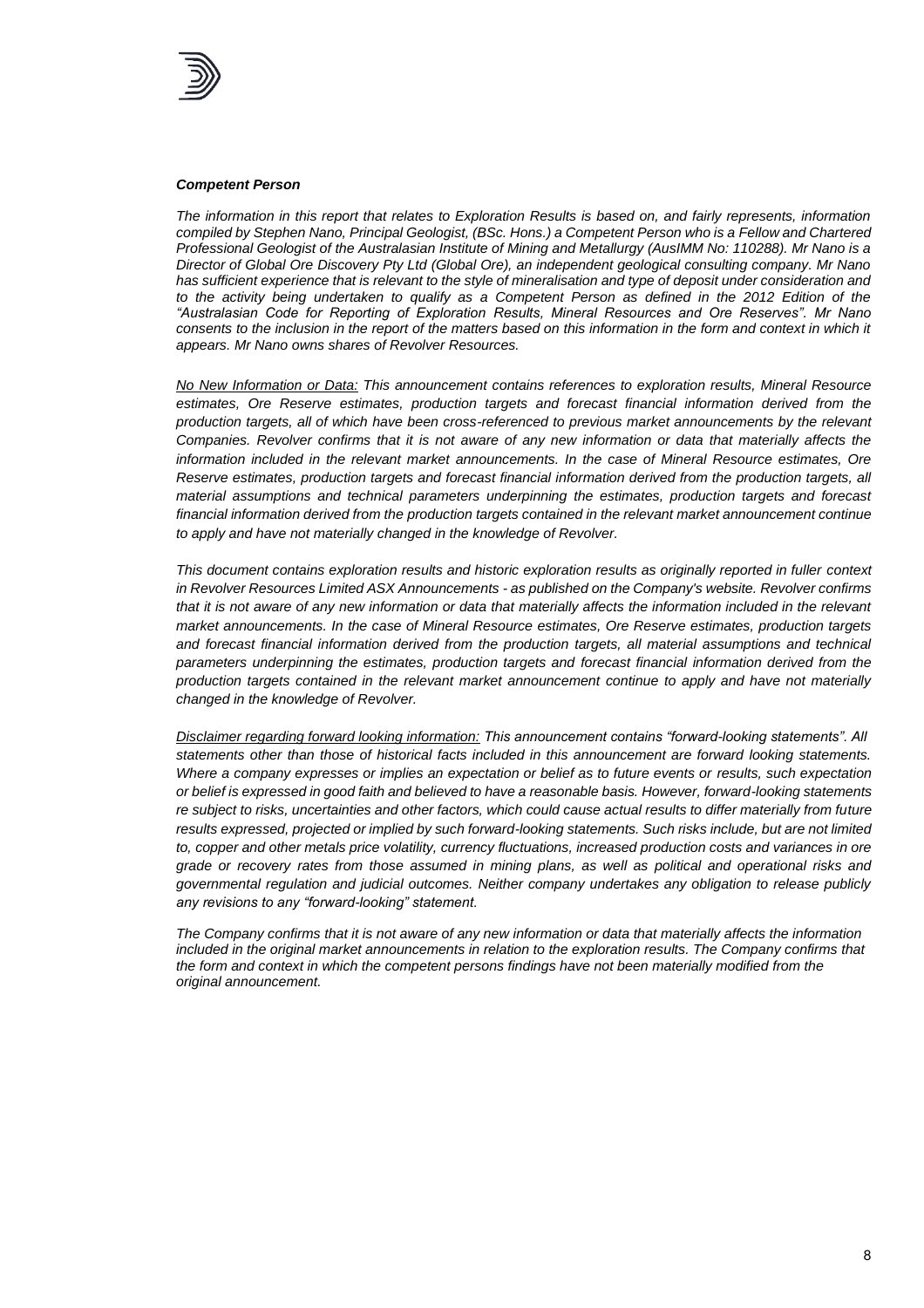***Competent Person***

*The information in this report that relates to Exploration Results is based on, and fairly represents, information compiled by Stephen Nano, Principal Geologist, (BSc. Hons.) a Competent Person who is a Fellow and Chartered Professional Geologist of the Australasian Institute of Mining and Metallurgy (AusIMM No: 110288). Mr Nano is a Director of Global Ore Discovery Pty Ltd (Global Ore), an independent geological consulting company. Mr Nano has sufficient experience that is relevant to the style of mineralisation and type of deposit under consideration and to the activity being undertaken to qualify as a Competent Person as defined in the 2012 Edition of the "Australasian Code for Reporting of Exploration Results, Mineral Resources and Ore Reserves". Mr Nano consents to the inclusion in the report of the matters based on this information in the form and context in which it appears. Mr Nano owns shares of Revolver Resources.*

*<u>No New Information or Data:</u> This announcement contains references to exploration results, Mineral Resource estimates, Ore Reserve estimates, production targets and forecast financial information derived from the production targets, all of which have been cross-referenced to previous market announcements by the relevant Companies. Revolver confirms that it is not aware of any new information or data that materially affects the information included in the relevant market announcements. In the case of Mineral Resource estimates, Ore Reserve estimates, production targets and forecast financial information derived from the production targets, all material assumptions and technical parameters underpinning the estimates, production targets and forecast financial information derived from the production targets contained in the relevant market announcement continue to apply and have not materially changed in the knowledge of Revolver.*

*This document contains exploration results and historic exploration results as originally reported in fuller context in Revolver Resources Limited ASX Announcements - as published on the Company's website. Revolver confirms that it is not aware of any new information or data that materially affects the information included in the relevant market announcements. In the case of Mineral Resource estimates, Ore Reserve estimates, production targets and forecast financial information derived from the production targets, all material assumptions and technical parameters underpinning the estimates, production targets and forecast financial information derived from the production targets contained in the relevant market announcement continue to apply and have not materially changed in the knowledge of Revolver.*

*<u>Disclaimer regarding forward looking information:</u> This announcement contains "forward-looking statements". All statements other than those of historical facts included in this announcement are forward looking statements. Where a company expresses or implies an expectation or belief as to future events or results, such expectation or belief is expressed in good faith and believed to have a reasonable basis. However, forward-looking statements re subject to risks, uncertainties and other factors, which could cause actual results to differ materially from future results expressed, projected or implied by such forward-looking statements. Such risks include, but are not limited to, copper and other metals price volatility, currency fluctuations, increased production costs and variances in ore grade or recovery rates from those assumed in mining plans, as well as political and operational risks and governmental regulation and judicial outcomes. Neither company undertakes any obligation to release publicly any revisions to any "forward-looking" statement.*

*The Company confirms that it is not aware of any new information or data that materially affects the information included in the original market announcements in relation to the exploration results. The Company confirms that the form and context in which the competent persons findings have not been materially modified from the original announcement.*